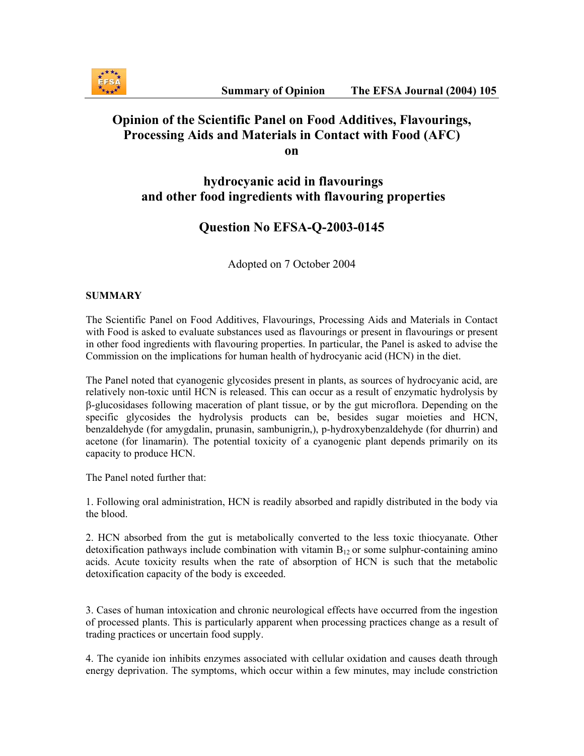# Opinion of the Scientific Panel on Food Additives, Flavourings, Processing Aids and Materials in Contact with Food (AFC) on

# hydrocyanic acid in flavourings and other food ingredients with flavouring properties

## Question No EFSA-Q-2003-0145

Adopted on 7 October 2004

### SUMMARY

The Scientific Panel on Food Additives, Flavourings, Processing Aids and Materials in Contact with Food is asked to evaluate substances used as flavourings or present in flavourings or present in other food ingredients with flavouring properties. In particular, the Panel is asked to advise the Commission on the implications for human health of hydrocyanic acid (HCN) in the diet.

The Panel noted that cyanogenic glycosides present in plants, as sources of hydrocyanic acid, are relatively non-toxic until HCN is released. This can occur as a result of enzymatic hydrolysis by β-glucosidases following maceration of plant tissue, or by the gut microflora. Depending on the specific glycosides the hydrolysis products can be, besides sugar moieties and HCN, benzaldehyde (for amygdalin, prunasin, sambunigrin,), p-hydroxybenzaldehyde (for dhurrin) and acetone (for linamarin). The potential toxicity of a cyanogenic plant depends primarily on its capacity to produce HCN.

The Panel noted further that:

1. Following oral administration, HCN is readily absorbed and rapidly distributed in the body via the blood.

2. HCN absorbed from the gut is metabolically converted to the less toxic thiocyanate. Other detoxification pathways include combination with vitamin $B_{12}$ or some sulphur-containing amino acids. Acute toxicity results when the rate of absorption of HCN is such that the metabolic detoxification capacity of the body is exceeded.

3. Cases of human intoxication and chronic neurological effects have occurred from the ingestion of processed plants. This is particularly apparent when processing practices change as a result of trading practices or uncertain food supply.

4. The cyanide ion inhibits enzymes associated with cellular oxidation and causes death through energy deprivation. The symptoms, which occur within a few minutes, may include constriction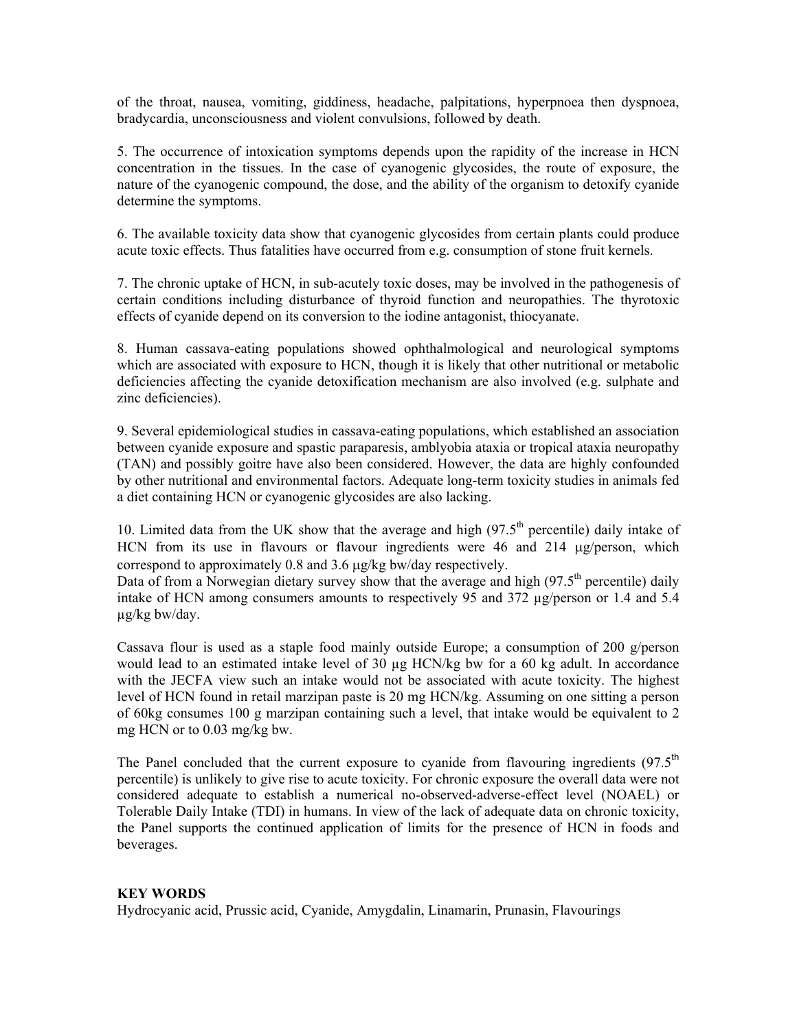of the throat, nausea, vomiting, giddiness, headache, palpitations, hyperpnoea then dyspnoea, bradycardia, unconsciousness and violent convulsions, followed by death.

5. The occurrence of intoxication symptoms depends upon the rapidity of the increase in HCN concentration in the tissues. In the case of cyanogenic glycosides, the route of exposure, the nature of the cyanogenic compound, the dose, and the ability of the organism to detoxify cyanide determine the symptoms.

6. The available toxicity data show that cyanogenic glycosides from certain plants could produce acute toxic effects. Thus fatalities have occurred from e.g. consumption of stone fruit kernels.

7. The chronic uptake of HCN, in sub-acutely toxic doses, may be involved in the pathogenesis of certain conditions including disturbance of thyroid function and neuropathies. The thyrotoxic effects of cyanide depend on its conversion to the iodine antagonist, thiocyanate.

8. Human cassava-eating populations showed ophthalmological and neurological symptoms which are associated with exposure to HCN, though it is likely that other nutritional or metabolic deficiencies affecting the cyanide detoxification mechanism are also involved (e.g. sulphate and zinc deficiencies).

9. Several epidemiological studies in cassava-eating populations, which established an association between cyanide exposure and spastic paraparesis, amblyobia ataxia or tropical ataxia neuropathy (TAN) and possibly goitre have also been considered. However, the data are highly confounded by other nutritional and environmental factors. Adequate long-term toxicity studies in animals fed a diet containing HCN or cyanogenic glycosides are also lacking.

10. Limited data from the UK show that the average and high (97.5$^{th}$ percentile) daily intake of HCN from its use in flavours or flavour ingredients were 46 and 214 μg/person, which correspond to approximately 0.8 and 3.6 μg/kg bw/day respectively.
Data of from a Norwegian dietary survey show that the average and high (97.5$^{th}$ percentile) daily intake of HCN among consumers amounts to respectively 95 and 372 μg/person or 1.4 and 5.4 μg/kg bw/day.

Cassava flour is used as a staple food mainly outside Europe; a consumption of 200 g/person would lead to an estimated intake level of 30 μg HCN/kg bw for a 60 kg adult. In accordance with the JECFA view such an intake would not be associated with acute toxicity. The highest level of HCN found in retail marzipan paste is 20 mg HCN/kg. Assuming on one sitting a person of 60kg consumes 100 g marzipan containing such a level, that intake would be equivalent to 2 mg HCN or to 0.03 mg/kg bw.

The Panel concluded that the current exposure to cyanide from flavouring ingredients (97.5$^{th}$ percentile) is unlikely to give rise to acute toxicity. For chronic exposure the overall data were not considered adequate to establish a numerical no-observed-adverse-effect level (NOAEL) or Tolerable Daily Intake (TDI) in humans. In view of the lack of adequate data on chronic toxicity, the Panel supports the continued application of limits for the presence of HCN in foods and beverages.

**KEY WORDS**

Hydrocyanic acid, Prussic acid, Cyanide, Amygdalin, Linamarin, Prunasin, Flavourings